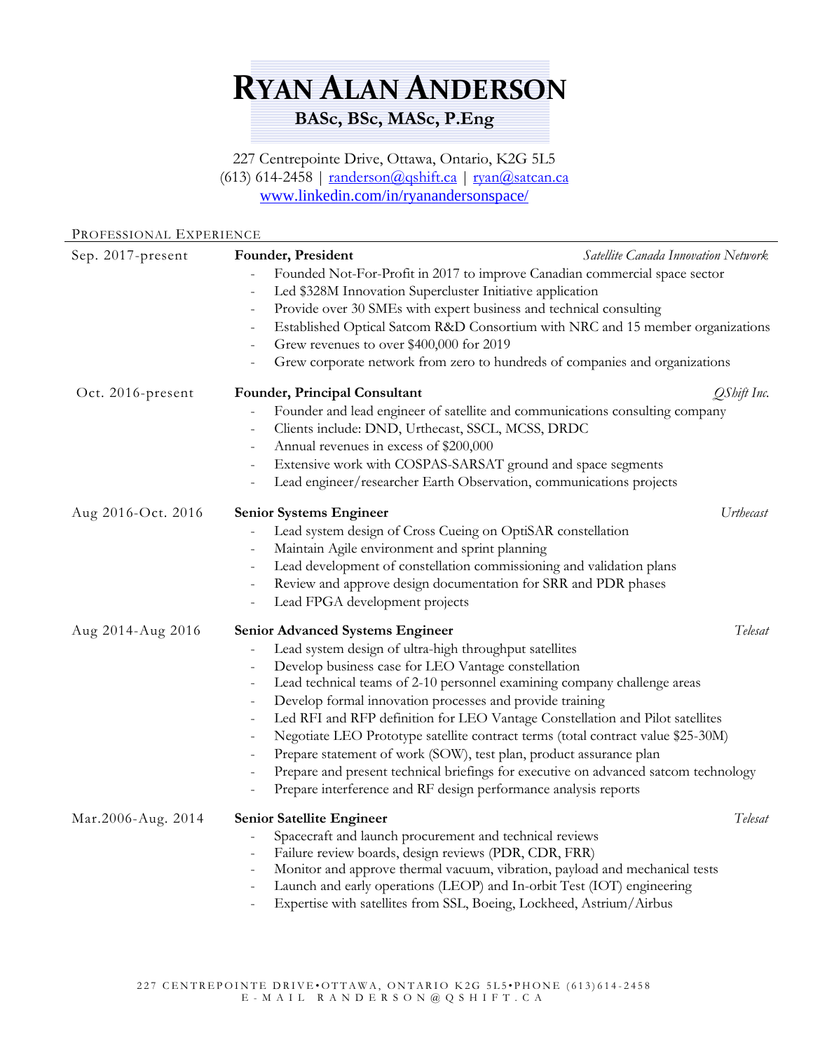# Ryan Alan Anderson

**BASc, BSc, MASc, P.Eng**

227 Centrepointe Drive, Ottawa, Ontario, K2G 5L5
(613) 614-2458 | randerson@qshift.ca | ryan@satcan.ca
www.linkedin.com/in/ryanandersonspace/

## Professional Experience

**Sep. 2017-present** — **Founder, President** — *Satellite Canada Innovation Network*

- Founded Not-For-Profit in 2017 to improve Canadian commercial space sector
- Led $328M Innovation Supercluster Initiative application
- Provide over 30 SMEs with expert business and technical consulting
- Established Optical Satcom R&D Consortium with NRC and 15 member organizations
- Grew revenues to over $400,000 for 2019
- Grew corporate network from zero to hundreds of companies and organizations

**Oct. 2016-present** — **Founder, Principal Consultant** — *QShift Inc.*

- Founder and lead engineer of satellite and communications consulting company
- Clients include: DND, Urthecast, SSCL, MCSS, DRDC
- Annual revenues in excess of $200,000
- Extensive work with COSPAS-SARSAT ground and space segments
- Lead engineer/researcher Earth Observation, communications projects

**Aug 2016-Oct. 2016** — **Senior Systems Engineer** — *Urthecast*

- Lead system design of Cross Cueing on OptiSAR constellation
- Maintain Agile environment and sprint planning
- Lead development of constellation commissioning and validation plans
- Review and approve design documentation for SRR and PDR phases
- Lead FPGA development projects

**Aug 2014-Aug 2016** — **Senior Advanced Systems Engineer** — *Telesat*

- Lead system design of ultra-high throughput satellites
- Develop business case for LEO Vantage constellation
- Lead technical teams of 2-10 personnel examining company challenge areas
- Develop formal innovation processes and provide training
- Led RFI and RFP definition for LEO Vantage Constellation and Pilot satellites
- Negotiate LEO Prototype satellite contract terms (total contract value $25-30M)
- Prepare statement of work (SOW), test plan, product assurance plan
- Prepare and present technical briefings for executive on advanced satcom technology
- Prepare interference and RF design performance analysis reports

**Mar.2006-Aug. 2014** — **Senior Satellite Engineer** — *Telesat*

- Spacecraft and launch procurement and technical reviews
- Failure review boards, design reviews (PDR, CDR, FRR)
- Monitor and approve thermal vacuum, vibration, payload and mechanical tests
- Launch and early operations (LEOP) and In-orbit Test (IOT) engineering
- Expertise with satellites from SSL, Boeing, Lockheed, Astrium/Airbus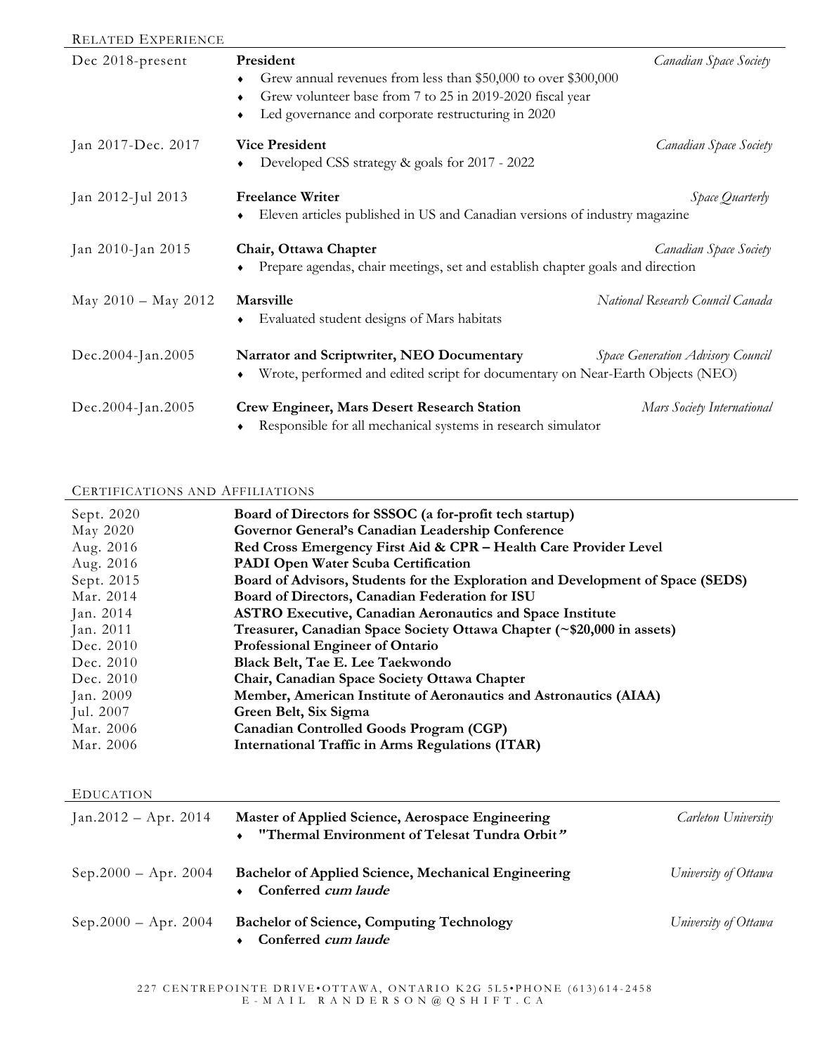## Related Experience

**Dec 2018-present** — **President** — *Canadian Space Society*

- Grew annual revenues from less than $50,000 to over $300,000
- Grew volunteer base from 7 to 25 in 2019-2020 fiscal year
- Led governance and corporate restructuring in 2020

**Jan 2017-Dec. 2017** — **Vice President** — *Canadian Space Society*

- Developed CSS strategy & goals for 2017 - 2022

**Jan 2012-Jul 2013** — **Freelance Writer** — *Space Quarterly*

- Eleven articles published in US and Canadian versions of industry magazine

**Jan 2010-Jan 2015** — **Chair, Ottawa Chapter** — *Canadian Space Society*

- Prepare agendas, chair meetings, set and establish chapter goals and direction

**May 2010 – May 2012** — **Marsville** — *National Research Council Canada*

- Evaluated student designs of Mars habitats

**Dec.2004-Jan.2005** — **Narrator and Scriptwriter, NEO Documentary** — *Space Generation Advisory Council*

- Wrote, performed and edited script for documentary on Near-Earth Objects (NEO)

**Dec.2004-Jan.2005** — **Crew Engineer, Mars Desert Research Station** — *Mars Society International*

- Responsible for all mechanical systems in research simulator

## Certifications and Affiliations

| | |
|---|---|
| Sept. 2020 | **Board of Directors for SSSOC (a for-profit tech startup)** |
| May 2020 | **Governor General's Canadian Leadership Conference** |
| Aug. 2016 | **Red Cross Emergency First Aid & CPR – Health Care Provider Level** |
| Aug. 2016 | **PADI Open Water Scuba Certification** |
| Sept. 2015 | **Board of Advisors, Students for the Exploration and Development of Space (SEDS)** |
| Mar. 2014 | **Board of Directors, Canadian Federation for ISU** |
| Jan. 2014 | **ASTRO Executive, Canadian Aeronautics and Space Institute** |
| Jan. 2011 | **Treasurer, Canadian Space Society Ottawa Chapter (~$20,000 in assets)** |
| Dec. 2010 | **Professional Engineer of Ontario** |
| Dec. 2010 | **Black Belt, Tae E. Lee Taekwondo** |
| Dec. 2010 | **Chair, Canadian Space Society Ottawa Chapter** |
| Jan. 2009 | **Member, American Institute of Aeronautics and Astronautics (AIAA)** |
| Jul. 2007 | **Green Belt, Six Sigma** |
| Mar. 2006 | **Canadian Controlled Goods Program (CGP)** |
| Mar. 2006 | **International Traffic in Arms Regulations (ITAR)** |

## Education

**Jan.2012 – Apr. 2014** — **Master of Applied Science, Aerospace Engineering** — *Carleton University*

- **"Thermal Environment of Telesat Tundra Orbit"**

**Sep.2000 – Apr. 2004** — **Bachelor of Applied Science, Mechanical Engineering** — *University of Ottawa*

- **Conferred *cum laude***

**Sep.2000 – Apr. 2004** — **Bachelor of Science, Computing Technology** — *University of Ottawa*

- **Conferred *cum laude***

227 CENTREPOINTE DRIVE • OTTAWA, ONTARIO K2G 5L5 • PHONE (613)614-2458
E-MAIL RANDERSON@QSHIFT.CA